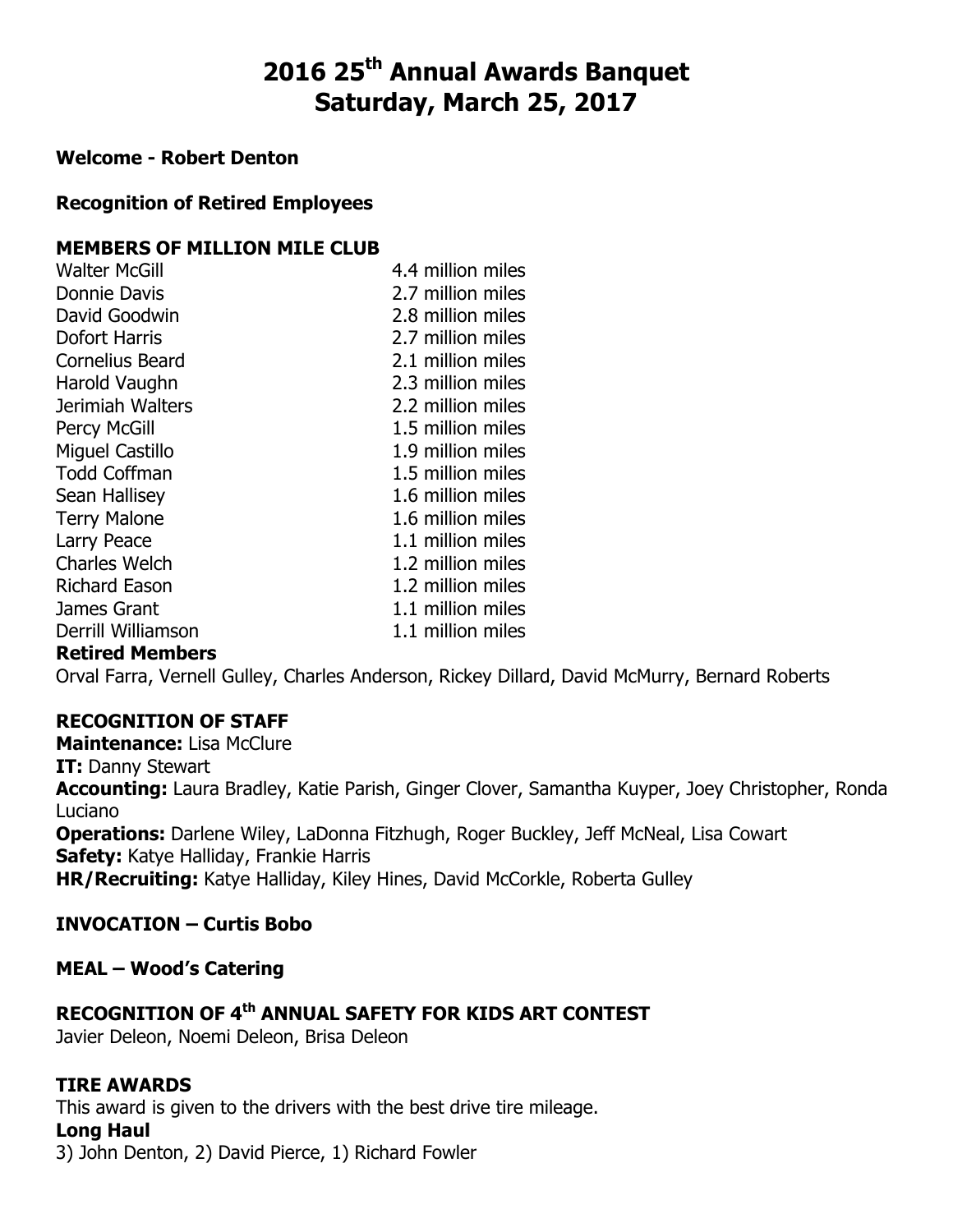# 2016 25th Annual Awards Banquet
# Saturday, March 25, 2017

**Welcome - Robert Denton**

**Recognition of Retired Employees**

**MEMBERS OF MILLION MILE CLUB**

| | |
|---|---|
| Walter McGill | 4.4 million miles |
| Donnie Davis | 2.7 million miles |
| David Goodwin | 2.8 million miles |
| Dofort Harris | 2.7 million miles |
| Cornelius Beard | 2.1 million miles |
| Harold Vaughn | 2.3 million miles |
| Jerimiah Walters | 2.2 million miles |
| Percy McGill | 1.5 million miles |
| Miguel Castillo | 1.9 million miles |
| Todd Coffman | 1.5 million miles |
| Sean Hallisey | 1.6 million miles |
| Terry Malone | 1.6 million miles |
| Larry Peace | 1.1 million miles |
| Charles Welch | 1.2 million miles |
| Richard Eason | 1.2 million miles |
| James Grant | 1.1 million miles |
| Derrill Williamson | 1.1 million miles |

**Retired Members**

Orval Farra, Vernell Gulley, Charles Anderson, Rickey Dillard, David McMurry, Bernard Roberts

**RECOGNITION OF STAFF**

**Maintenance:** Lisa McClure
**IT:** Danny Stewart
**Accounting:** Laura Bradley, Katie Parish, Ginger Clover, Samantha Kuyper, Joey Christopher, Ronda Luciano
**Operations:** Darlene Wiley, LaDonna Fitzhugh, Roger Buckley, Jeff McNeal, Lisa Cowart
**Safety:** Katye Halliday, Frankie Harris
**HR/Recruiting:** Katye Halliday, Kiley Hines, David McCorkle, Roberta Gulley

**INVOCATION – Curtis Bobo**

**MEAL – Wood's Catering**

**RECOGNITION OF 4th ANNUAL SAFETY FOR KIDS ART CONTEST**

Javier Deleon, Noemi Deleon, Brisa Deleon

**TIRE AWARDS**

This award is given to the drivers with the best drive tire mileage.

**Long Haul**

3) John Denton, 2) David Pierce, 1) Richard Fowler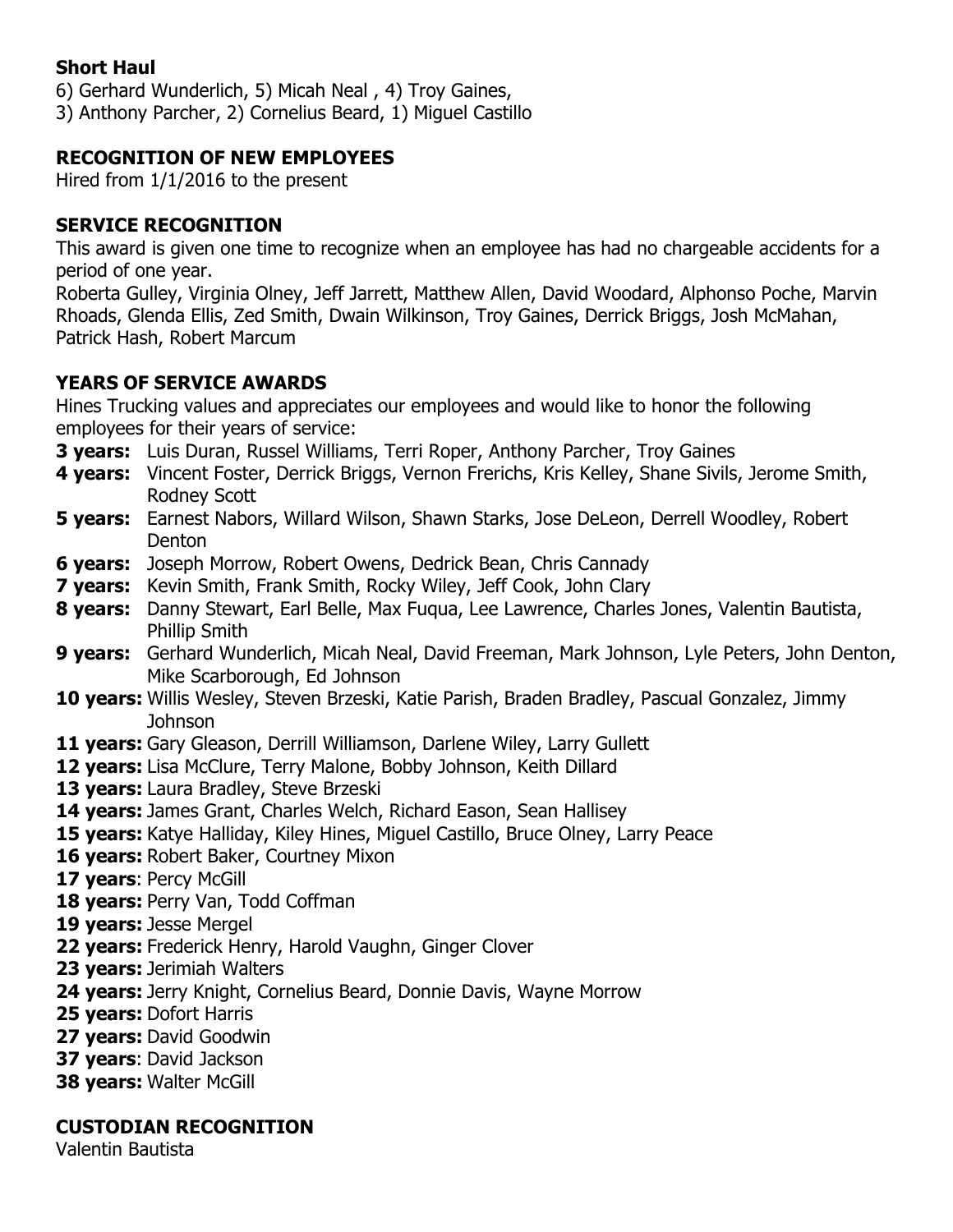### Short Haul

6) Gerhard Wunderlich, 5) Micah Neal , 4) Troy Gaines,
3) Anthony Parcher, 2) Cornelius Beard, 1) Miguel Castillo

### RECOGNITION OF NEW EMPLOYEES

Hired from 1/1/2016 to the present

### SERVICE RECOGNITION

This award is given one time to recognize when an employee has had no chargeable accidents for a period of one year.

Roberta Gulley, Virginia Olney, Jeff Jarrett, Matthew Allen, David Woodard, Alphonso Poche, Marvin Rhoads, Glenda Ellis, Zed Smith, Dwain Wilkinson, Troy Gaines, Derrick Briggs, Josh McMahan, Patrick Hash, Robert Marcum

### YEARS OF SERVICE AWARDS

Hines Trucking values and appreciates our employees and would like to honor the following employees for their years of service:

- **3 years:** Luis Duran, Russel Williams, Terri Roper, Anthony Parcher, Troy Gaines
- **4 years:** Vincent Foster, Derrick Briggs, Vernon Frerichs, Kris Kelley, Shane Sivils, Jerome Smith, Rodney Scott
- **5 years:** Earnest Nabors, Willard Wilson, Shawn Starks, Jose DeLeon, Derrell Woodley, Robert Denton
- **6 years:** Joseph Morrow, Robert Owens, Dedrick Bean, Chris Cannady
- **7 years:** Kevin Smith, Frank Smith, Rocky Wiley, Jeff Cook, John Clary
- **8 years:** Danny Stewart, Earl Belle, Max Fuqua, Lee Lawrence, Charles Jones, Valentin Bautista, Phillip Smith
- **9 years:** Gerhard Wunderlich, Micah Neal, David Freeman, Mark Johnson, Lyle Peters, John Denton, Mike Scarborough, Ed Johnson
- **10 years:** Willis Wesley, Steven Brzeski, Katie Parish, Braden Bradley, Pascual Gonzalez, Jimmy Johnson
- **11 years:** Gary Gleason, Derrill Williamson, Darlene Wiley, Larry Gullett
- **12 years:** Lisa McClure, Terry Malone, Bobby Johnson, Keith Dillard
- **13 years:** Laura Bradley, Steve Brzeski
- **14 years:** James Grant, Charles Welch, Richard Eason, Sean Hallisey
- **15 years:** Katye Halliday, Kiley Hines, Miguel Castillo, Bruce Olney, Larry Peace
- **16 years:** Robert Baker, Courtney Mixon
- **17 years**: Percy McGill
- **18 years:** Perry Van, Todd Coffman
- **19 years:** Jesse Mergel
- **22 years:** Frederick Henry, Harold Vaughn, Ginger Clover
- **23 years:** Jerimiah Walters
- **24 years:** Jerry Knight, Cornelius Beard, Donnie Davis, Wayne Morrow
- **25 years:** Dofort Harris
- **27 years:** David Goodwin
- **37 years**: David Jackson
- **38 years:** Walter McGill

### CUSTODIAN RECOGNITION

Valentin Bautista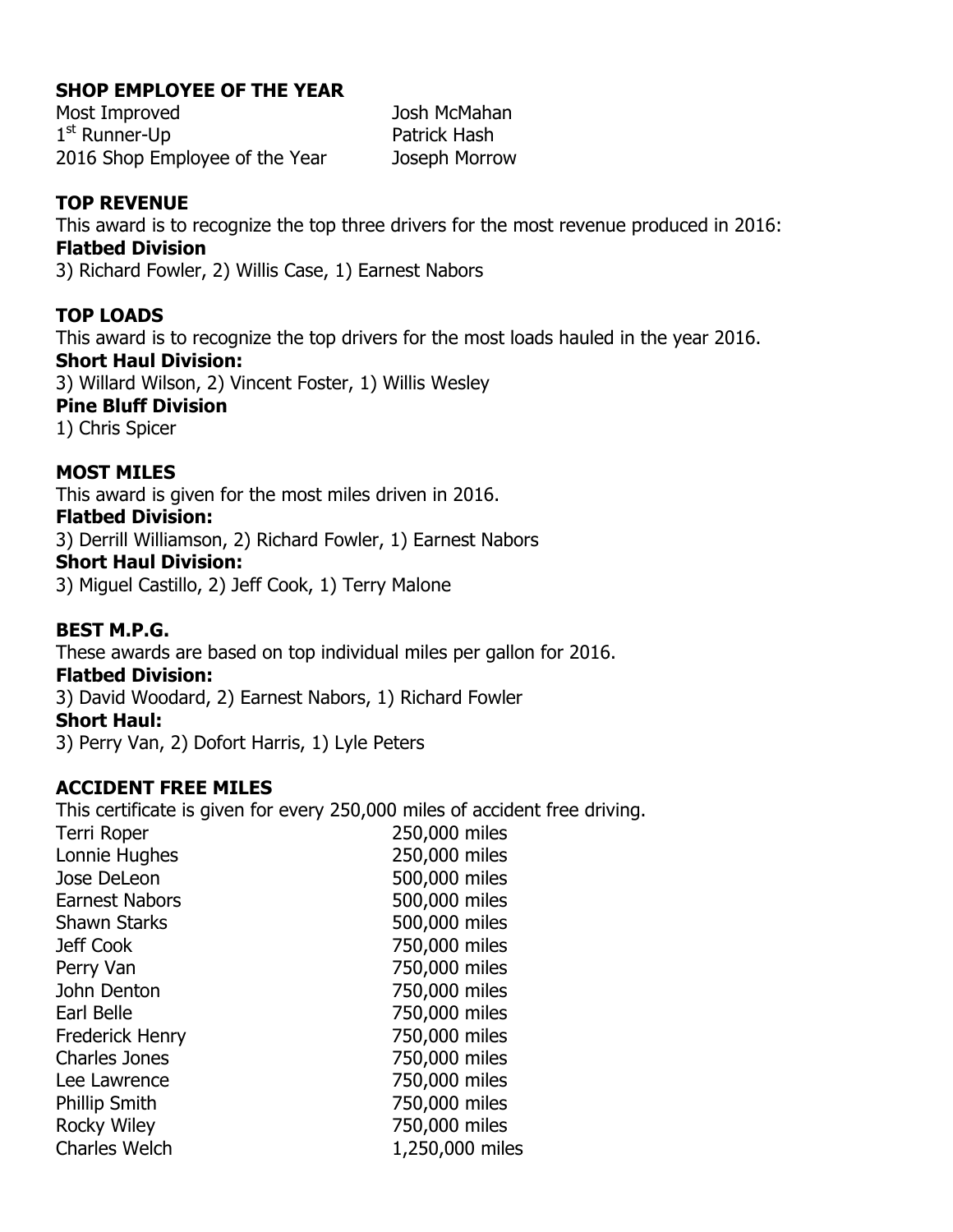## SHOP EMPLOYEE OF THE YEAR

| | |
|---|---|
| Most Improved | Josh McMahan |
| 1st Runner-Up | Patrick Hash |
| 2016 Shop Employee of the Year | Joseph Morrow |

## TOP REVENUE

This award is to recognize the top three drivers for the most revenue produced in 2016:

**Flatbed Division**

3) Richard Fowler, 2) Willis Case, 1) Earnest Nabors

## TOP LOADS

This award is to recognize the top drivers for the most loads hauled in the year 2016.

**Short Haul Division:**

3) Willard Wilson, 2) Vincent Foster, 1) Willis Wesley

**Pine Bluff Division**

1) Chris Spicer

## MOST MILES

This award is given for the most miles driven in 2016.

**Flatbed Division:**

3) Derrill Williamson, 2) Richard Fowler, 1) Earnest Nabors

**Short Haul Division:**

3) Miguel Castillo, 2) Jeff Cook, 1) Terry Malone

## BEST M.P.G.

These awards are based on top individual miles per gallon for 2016.

**Flatbed Division:**

3) David Woodard, 2) Earnest Nabors, 1) Richard Fowler

**Short Haul:**

3) Perry Van, 2) Dofort Harris, 1) Lyle Peters

## ACCIDENT FREE MILES

This certificate is given for every 250,000 miles of accident free driving.

| | |
|---|---|
| Terri Roper | 250,000 miles |
| Lonnie Hughes | 250,000 miles |
| Jose DeLeon | 500,000 miles |
| Earnest Nabors | 500,000 miles |
| Shawn Starks | 500,000 miles |
| Jeff Cook | 750,000 miles |
| Perry Van | 750,000 miles |
| John Denton | 750,000 miles |
| Earl Belle | 750,000 miles |
| Frederick Henry | 750,000 miles |
| Charles Jones | 750,000 miles |
| Lee Lawrence | 750,000 miles |
| Phillip Smith | 750,000 miles |
| Rocky Wiley | 750,000 miles |
| Charles Welch | 1,250,000 miles |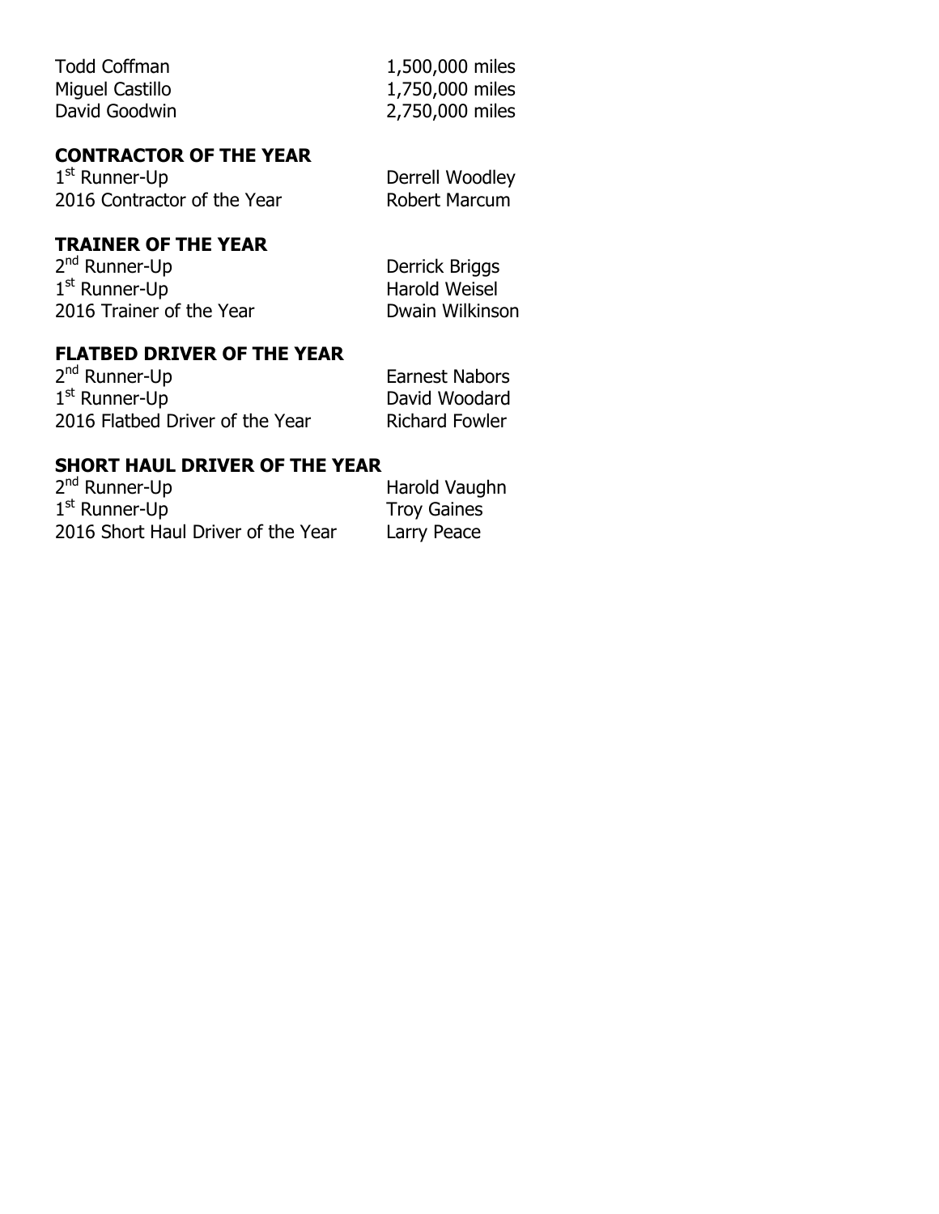| | |
|---|---|
| Todd Coffman | 1,500,000 miles |
| Miguel Castillo | 1,750,000 miles |
| David Goodwin | 2,750,000 miles |

**CONTRACTOR OF THE YEAR**

| | |
|---|---|
| 1st Runner-Up | Derrell Woodley |
| 2016 Contractor of the Year | Robert Marcum |

**TRAINER OF THE YEAR**

| | |
|---|---|
| 2nd Runner-Up | Derrick Briggs |
| 1st Runner-Up | Harold Weisel |
| 2016 Trainer of the Year | Dwain Wilkinson |

**FLATBED DRIVER OF THE YEAR**

| | |
|---|---|
| 2nd Runner-Up | Earnest Nabors |
| 1st Runner-Up | David Woodard |
| 2016 Flatbed Driver of the Year | Richard Fowler |

**SHORT HAUL DRIVER OF THE YEAR**

| | |
|---|---|
| 2nd Runner-Up | Harold Vaughn |
| 1st Runner-Up | Troy Gaines |
| 2016 Short Haul Driver of the Year | Larry Peace |